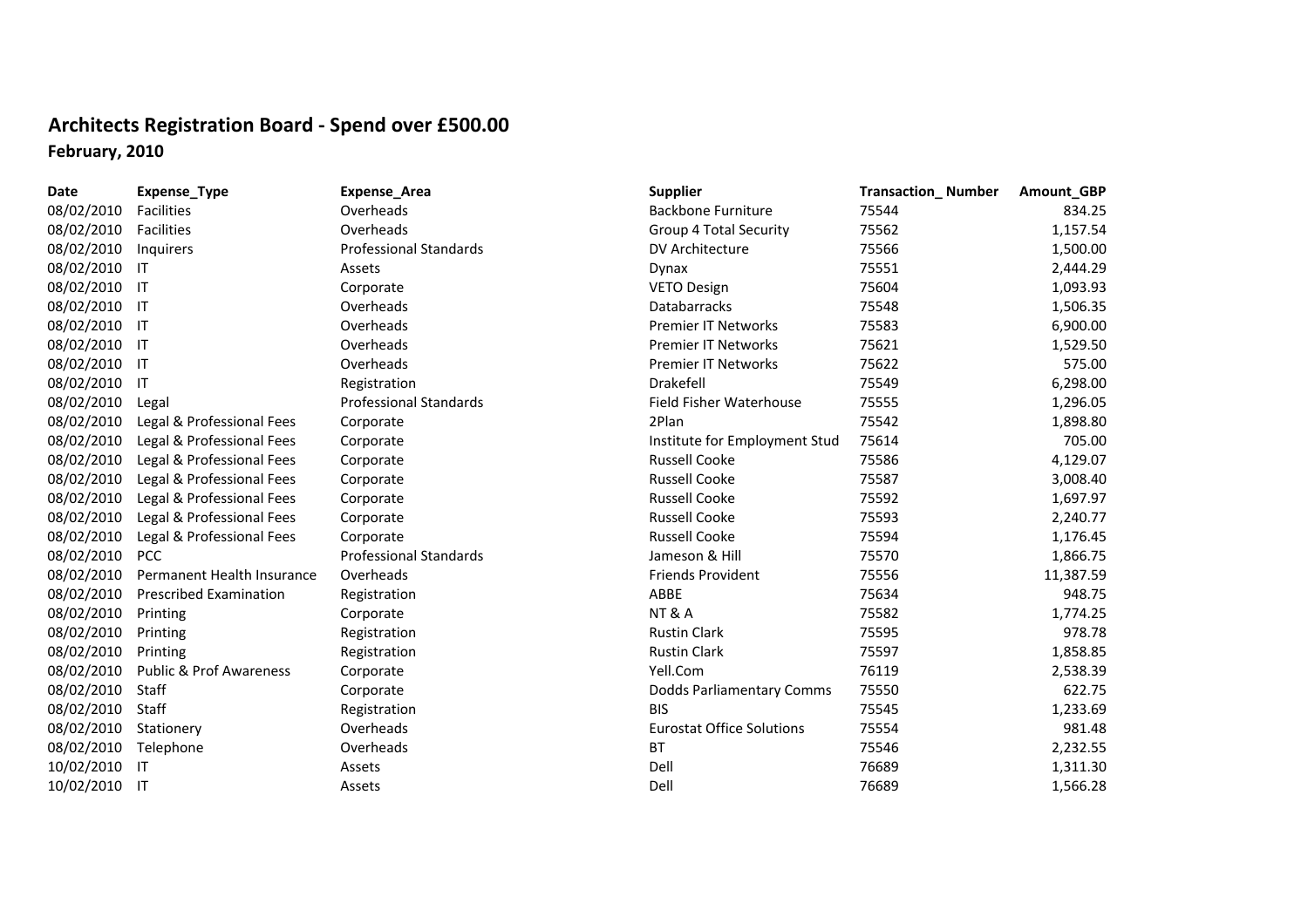# Architects Registration Board - Spend over £500.00

## February, 2010

| Date | Expense_Type | Expense_Area | Supplier | Transaction_ Number | Amount_GBP |
|---|---|---|---|---|---|
| 08/02/2010 | Facilities | Overheads | Backbone Furniture | 75544 | 834.25 |
| 08/02/2010 | Facilities | Overheads | Group 4 Total Security | 75562 | 1,157.54 |
| 08/02/2010 | Inquirers | Professional Standards | DV Architecture | 75566 | 1,500.00 |
| 08/02/2010 | IT | Assets | Dynax | 75551 | 2,444.29 |
| 08/02/2010 | IT | Corporate | VETO Design | 75604 | 1,093.93 |
| 08/02/2010 | IT | Overheads | Databarracks | 75548 | 1,506.35 |
| 08/02/2010 | IT | Overheads | Premier IT Networks | 75583 | 6,900.00 |
| 08/02/2010 | IT | Overheads | Premier IT Networks | 75621 | 1,529.50 |
| 08/02/2010 | IT | Overheads | Premier IT Networks | 75622 | 575.00 |
| 08/02/2010 | IT | Registration | Drakefell | 75549 | 6,298.00 |
| 08/02/2010 | Legal | Professional Standards | Field Fisher Waterhouse | 75555 | 1,296.05 |
| 08/02/2010 | Legal & Professional Fees | Corporate | 2Plan | 75542 | 1,898.80 |
| 08/02/2010 | Legal & Professional Fees | Corporate | Institute for Employment Stud | 75614 | 705.00 |
| 08/02/2010 | Legal & Professional Fees | Corporate | Russell Cooke | 75586 | 4,129.07 |
| 08/02/2010 | Legal & Professional Fees | Corporate | Russell Cooke | 75587 | 3,008.40 |
| 08/02/2010 | Legal & Professional Fees | Corporate | Russell Cooke | 75592 | 1,697.97 |
| 08/02/2010 | Legal & Professional Fees | Corporate | Russell Cooke | 75593 | 2,240.77 |
| 08/02/2010 | Legal & Professional Fees | Corporate | Russell Cooke | 75594 | 1,176.45 |
| 08/02/2010 | PCC | Professional Standards | Jameson & Hill | 75570 | 1,866.75 |
| 08/02/2010 | Permanent Health Insurance | Overheads | Friends Provident | 75556 | 11,387.59 |
| 08/02/2010 | Prescribed Examination | Registration | ABBE | 75634 | 948.75 |
| 08/02/2010 | Printing | Corporate | NT & A | 75582 | 1,774.25 |
| 08/02/2010 | Printing | Registration | Rustin Clark | 75595 | 978.78 |
| 08/02/2010 | Printing | Registration | Rustin Clark | 75597 | 1,858.85 |
| 08/02/2010 | Public & Prof Awareness | Corporate | Yell.Com | 76119 | 2,538.39 |
| 08/02/2010 | Staff | Corporate | Dodds Parliamentary Comms | 75550 | 622.75 |
| 08/02/2010 | Staff | Registration | BIS | 75545 | 1,233.69 |
| 08/02/2010 | Stationery | Overheads | Eurostat Office Solutions | 75554 | 981.48 |
| 08/02/2010 | Telephone | Overheads | BT | 75546 | 2,232.55 |
| 10/02/2010 | IT | Assets | Dell | 76689 | 1,311.30 |
| 10/02/2010 | IT | Assets | Dell | 76689 | 1,566.28 |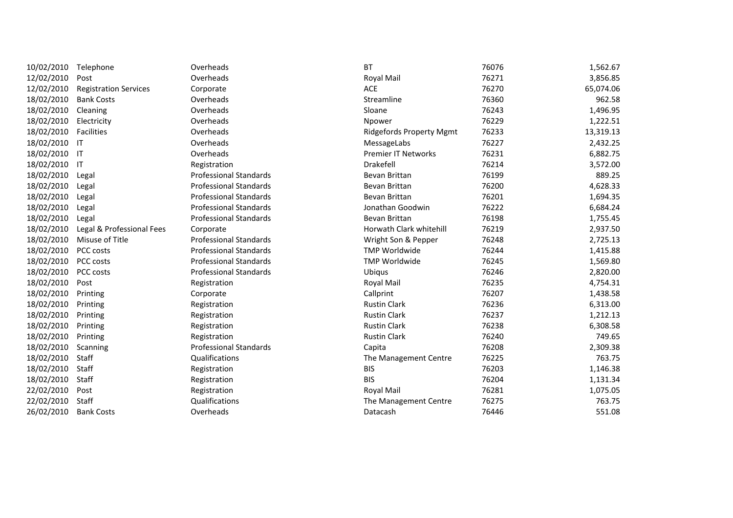| | | | | | |
|---|---|---|---|---|---|
| 10/02/2010 | Telephone | Overheads | BT | 76076 | 1,562.67 |
| 12/02/2010 | Post | Overheads | Royal Mail | 76271 | 3,856.85 |
| 12/02/2010 | Registration Services | Corporate | ACE | 76270 | 65,074.06 |
| 18/02/2010 | Bank Costs | Overheads | Streamline | 76360 | 962.58 |
| 18/02/2010 | Cleaning | Overheads | Sloane | 76243 | 1,496.95 |
| 18/02/2010 | Electricity | Overheads | Npower | 76229 | 1,222.51 |
| 18/02/2010 | Facilities | Overheads | Ridgefords Property Mgmt | 76233 | 13,319.13 |
| 18/02/2010 | IT | Overheads | MessageLabs | 76227 | 2,432.25 |
| 18/02/2010 | IT | Overheads | Premier IT Networks | 76231 | 6,882.75 |
| 18/02/2010 | IT | Registration | Drakefell | 76214 | 3,572.00 |
| 18/02/2010 | Legal | Professional Standards | Bevan Brittan | 76199 | 889.25 |
| 18/02/2010 | Legal | Professional Standards | Bevan Brittan | 76200 | 4,628.33 |
| 18/02/2010 | Legal | Professional Standards | Bevan Brittan | 76201 | 1,694.35 |
| 18/02/2010 | Legal | Professional Standards | Jonathan Goodwin | 76222 | 6,684.24 |
| 18/02/2010 | Legal | Professional Standards | Bevan Brittan | 76198 | 1,755.45 |
| 18/02/2010 | Legal & Professional Fees | Corporate | Horwath Clark whitehill | 76219 | 2,937.50 |
| 18/02/2010 | Misuse of Title | Professional Standards | Wright Son & Pepper | 76248 | 2,725.13 |
| 18/02/2010 | PCC costs | Professional Standards | TMP Worldwide | 76244 | 1,415.88 |
| 18/02/2010 | PCC costs | Professional Standards | TMP Worldwide | 76245 | 1,569.80 |
| 18/02/2010 | PCC costs | Professional Standards | Ubiqus | 76246 | 2,820.00 |
| 18/02/2010 | Post | Registration | Royal Mail | 76235 | 4,754.31 |
| 18/02/2010 | Printing | Corporate | Callprint | 76207 | 1,438.58 |
| 18/02/2010 | Printing | Registration | Rustin Clark | 76236 | 6,313.00 |
| 18/02/2010 | Printing | Registration | Rustin Clark | 76237 | 1,212.13 |
| 18/02/2010 | Printing | Registration | Rustin Clark | 76238 | 6,308.58 |
| 18/02/2010 | Printing | Registration | Rustin Clark | 76240 | 749.65 |
| 18/02/2010 | Scanning | Professional Standards | Capita | 76208 | 2,309.38 |
| 18/02/2010 | Staff | Qualifications | The Management Centre | 76225 | 763.75 |
| 18/02/2010 | Staff | Registration | BIS | 76203 | 1,146.38 |
| 18/02/2010 | Staff | Registration | BIS | 76204 | 1,131.34 |
| 22/02/2010 | Post | Registration | Royal Mail | 76281 | 1,075.05 |
| 22/02/2010 | Staff | Qualifications | The Management Centre | 76275 | 763.75 |
| 26/02/2010 | Bank Costs | Overheads | Datacash | 76446 | 551.08 |